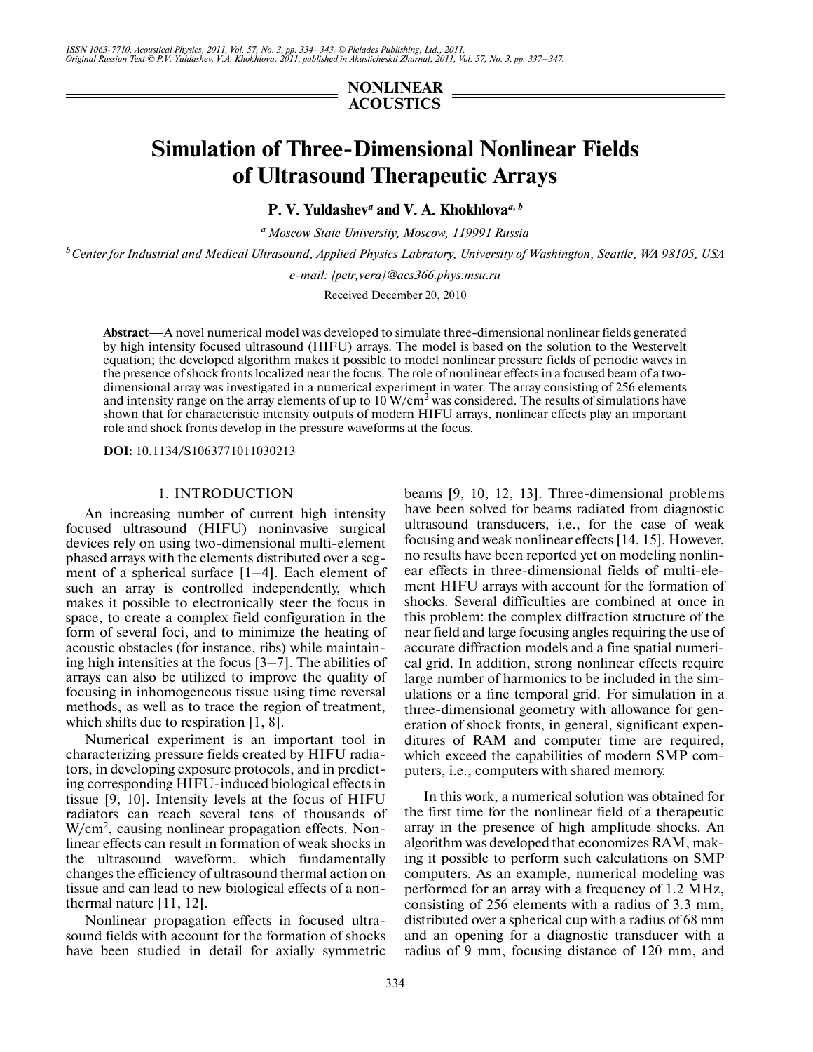NONLINEAR ACOUSTICS

# Simulation of Three-Dimensional Nonlinear Fields of Ultrasound Therapeutic Arrays

**P. V. Yuldashev[a] and V. A. Khokhlova[a, b]**

[a] *Moscow State University, Moscow, 119991 Russia*

[b] *Center for Industrial and Medical Ultrasound, Applied Physics Labratory, University of Washington, Seattle, WA 98105, USA*

*e-mail: {petr,vera}@acs366.phys.msu.ru*

Received December 20, 2010

**Abstract**—A novel numerical model was developed to simulate three-dimensional nonlinear fields generated by high intensity focused ultrasound (HIFU) arrays. The model is based on the solution to the Westervelt equation; the developed algorithm makes it possible to model nonlinear pressure fields of periodic waves in the presence of shock fronts localized near the focus. The role of nonlinear effects in a focused beam of a two-dimensional array was investigated in a numerical experiment in water. The array consisting of 256 elements and intensity range on the array elements of up to 10 W/cm$^2$ was considered. The results of simulations have shown that for characteristic intensity outputs of modern HIFU arrays, nonlinear effects play an important role and shock fronts develop in the pressure waveforms at the focus.

**DOI:** 10.1134/S1063771011030213

## 1. INTRODUCTION

An increasing number of current high intensity focused ultrasound (HIFU) noninvasive surgical devices rely on using two-dimensional multi-element phased arrays with the elements distributed over a segment of a spherical surface [1–4]. Each element of such an array is controlled independently, which makes it possible to electronically steer the focus in space, to create a complex field configuration in the form of several foci, and to minimize the heating of acoustic obstacles (for instance, ribs) while maintaining high intensities at the focus [3–7]. The abilities of arrays can also be utilized to improve the quality of focusing in inhomogeneous tissue using time reversal methods, as well as to trace the region of treatment, which shifts due to respiration [1, 8].

Numerical experiment is an important tool in characterizing pressure fields created by HIFU radiators, in developing exposure protocols, and in predicting corresponding HIFU-induced biological effects in tissue [9, 10]. Intensity levels at the focus of HIFU radiators can reach several tens of thousands of W/cm$^2$, causing nonlinear propagation effects. Nonlinear effects can result in formation of weak shocks in the ultrasound waveform, which fundamentally changes the efficiency of ultrasound thermal action on tissue and can lead to new biological effects of a nonthermal nature [11, 12].

Nonlinear propagation effects in focused ultrasound fields with account for the formation of shocks have been studied in detail for axially symmetric beams [9, 10, 12, 13]. Three-dimensional problems have been solved for beams radiated from diagnostic ultrasound transducers, i.e., for the case of weak focusing and weak nonlinear effects [14, 15]. However, no results have been reported yet on modeling nonlinear effects in three-dimensional fields of multi-element HIFU arrays with account for the formation of shocks. Several difficulties are combined at once in this problem: the complex diffraction structure of the near field and large focusing angles requiring the use of accurate diffraction models and a fine spatial numerical grid. In addition, strong nonlinear effects require large number of harmonics to be included in the simulations or a fine temporal grid. For simulation in a three-dimensional geometry with allowance for generation of shock fronts, in general, significant expenditures of RAM and computer time are required, which exceed the capabilities of modern SMP computers, i.e., computers with shared memory.

In this work, a numerical solution was obtained for the first time for the nonlinear field of a therapeutic array in the presence of high amplitude shocks. An algorithm was developed that economizes RAM, making it possible to perform such calculations on SMP computers. As an example, numerical modeling was performed for an array with a frequency of 1.2 MHz, consisting of 256 elements with a radius of 3.3 mm, distributed over a spherical cup with a radius of 68 mm and an opening for a diagnostic transducer with a radius of 9 mm, focusing distance of 120 mm, and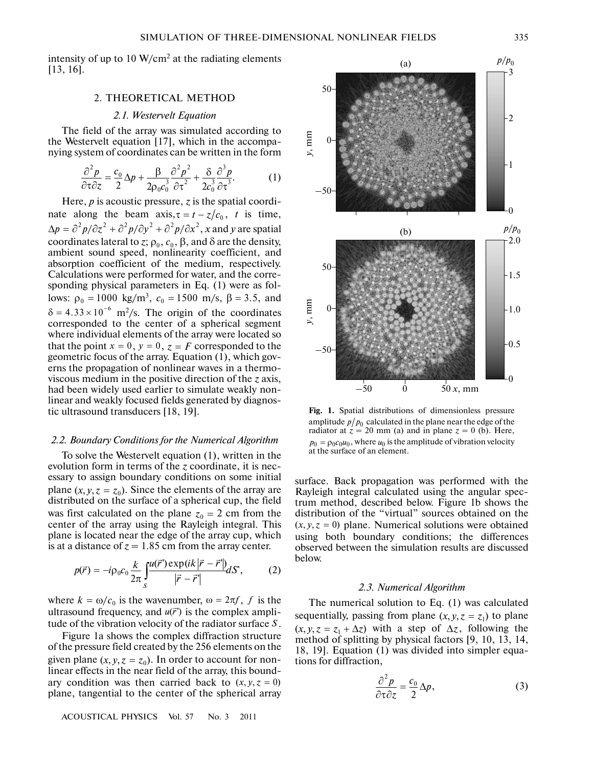intensity of up to 10 W/cm$^2$ at the radiating elements [13, 16].

## 2. THEORETICAL METHOD

### 2.1. Westervelt Equation

The field of the array was simulated according to the Westervelt equation [17], which in the accompanying system of coordinates can be written in the form

$$\frac{\partial^2 p}{\partial \tau \partial z} = \frac{c_0}{2}\Delta p + \frac{\beta}{2\rho_0 c_0^3}\frac{\partial^2 p^2}{\partial \tau^2} + \frac{\delta}{2c_0^3}\frac{\partial^3 p}{\partial \tau^3}. \quad (1)$$

Here, $p$ is acoustic pressure, $z$ is the spatial coordinate along the beam axis, $\tau = t - z/c_0$, $t$ is time, $\Delta p = \partial^2 p/\partial z^2 + \partial^2 p/\partial y^2 + \partial^2 p/\partial x^2$, $x$ and $y$ are spatial coordinates lateral to $z$; $\rho_0$, $c_0$, $\beta$, and $\delta$ are the density, ambient sound speed, nonlinearity coefficient, and absorption coefficient of the medium, respectively. Calculations were performed for water, and the corresponding physical parameters in Eq. (1) were as follows: $\rho_0 = 1000$ kg/m$^3$, $c_0 = 1500$ m/s, $\beta = 3.5$, and $\delta = 4.33 \times 10^{-6}$ m$^2$/s. The origin of the coordinates corresponded to the center of a spherical segment where individual elements of the array were located so that the point $x = 0$, $y = 0$, $z = F$ corresponded to the geometric focus of the array. Equation (1), which governs the propagation of nonlinear waves in a thermoviscous medium in the positive direction of the $z$ axis, had been widely used earlier to simulate weakly nonlinear and weakly focused fields generated by diagnostic ultrasound transducers [18, 19].

### 2.2. Boundary Conditions for the Numerical Algorithm

To solve the Westervelt equation (1), written in the evolution form in terms of the $z$ coordinate, it is necessary to assign boundary conditions on some initial plane $(x, y, z = z_0)$. Since the elements of the array are distributed on the surface of a spherical cup, the field was first calculated on the plane $z_0 = 2$ cm from the center of the array using the Rayleigh integral. This plane is located near the edge of the array cup, which is at a distance of $z = 1.85$ cm from the array center.

$$p(\vec{r}) = -i\rho_0 c_0 \frac{k}{2\pi}\int_S \frac{u(\vec{r}\,')\exp(ik|\vec{r} - \vec{r}\,'|)}{|\vec{r} - \vec{r}\,'|}dS', \quad (2)$$

where $k = \omega/c_0$ is the wavenumber, $\omega = 2\pi f$, $f$ is the ultrasound frequency, and $u(\vec{r}\,')$ is the complex amplitude of the vibration velocity of the radiator surface $S$.

Figure 1a shows the complex diffraction structure of the pressure field created by the 256 elements on the given plane $(x, y, z = z_0)$. In order to account for nonlinear effects in the near field of the array, this boundary condition was then carried back to $(x, y, z = 0)$ plane, tangential to the center of the spherical array surface. Back propagation was performed with the Rayleigh integral calculated using the angular spectrum method, described below. Figure 1b shows the distribution of the "virtual" sources obtained on the $(x, y, z = 0)$ plane. Numerical solutions were obtained using both boundary conditions; the differences observed between the simulation results are discussed below.

**Fig. 1.** Spatial distributions of dimensionless pressure amplitude $p/p_0$ calculated in the plane near the edge of the radiator at $z = 20$ mm (a) and in plane $z = 0$ (b). Here, $p_0 = \rho_0 c_0 u_0$, where $u_0$ is the amplitude of vibration velocity at the surface of an element.

### 2.3. Numerical Algorithm

The numerical solution to Eq. (1) was calculated sequentially, passing from plane $(x, y, z = z_1)$ to plane $(x, y, z = z_1 + \Delta z)$ with a step of $\Delta z$, following the method of splitting by physical factors [9, 10, 13, 14, 18, 19]. Equation (1) was divided into simpler equations for diffraction,

$$\frac{\partial^2 p}{\partial \tau \partial z} = \frac{c_0}{2}\Delta p, \quad (3)$$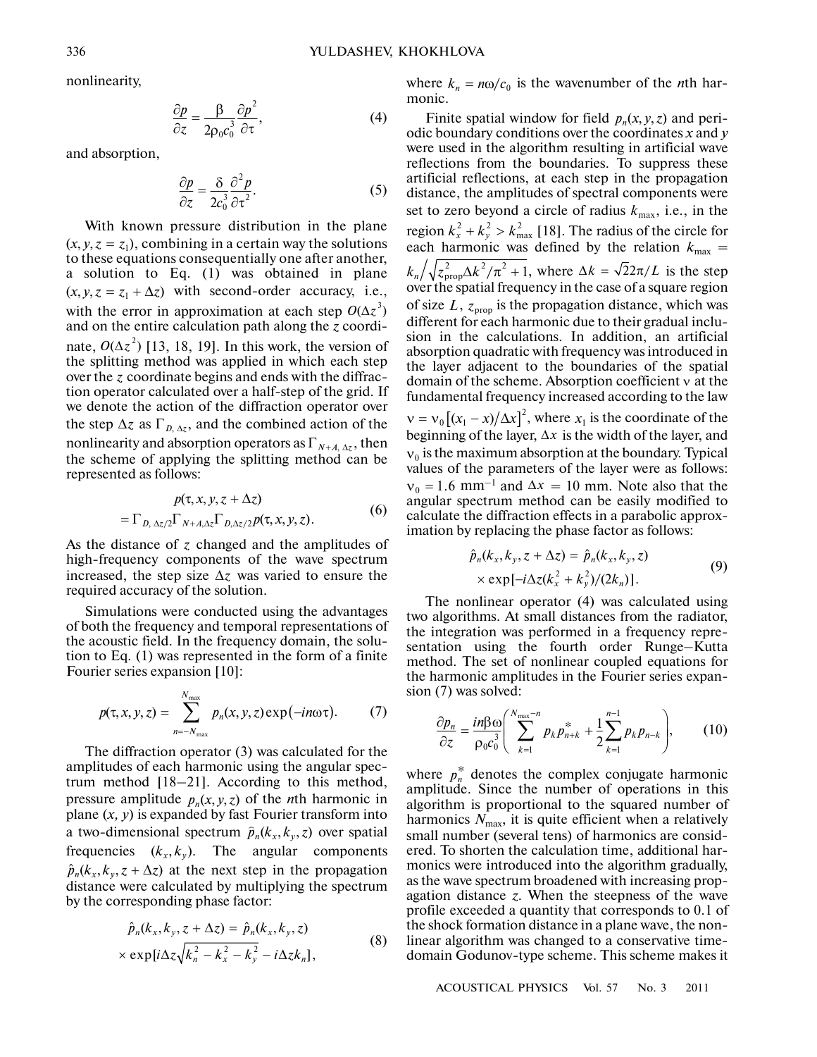nonlinearity,

$$\frac{\partial p}{\partial z} = \frac{\beta}{2\rho_0 c_0^3}\frac{\partial p^2}{\partial \tau}, \tag{4}$$

and absorption,

$$\frac{\partial p}{\partial z} = \frac{\delta}{2c_0^3}\frac{\partial^2 p}{\partial \tau^2}. \tag{5}$$

With known pressure distribution in the plane $(x, y, z = z_1)$, combining in a certain way the solutions to these equations consequentially one after another, a solution to Eq. (1) was obtained in plane $(x, y, z = z_1 + \Delta z)$ with second-order accuracy, i.e., with the error in approximation at each step $O(\Delta z^3)$ and on the entire calculation path along the $z$ coordinate, $O(\Delta z^2)$ [13, 18, 19]. In this work, the version of the splitting method was applied in which each step over the $z$ coordinate begins and ends with the diffraction operator calculated over a half-step of the grid. If we denote the action of the diffraction operator over the step $\Delta z$ as $\Gamma_{D,\,\Delta z}$, and the combined action of the nonlinearity and absorption operators as $\Gamma_{N+A,\,\Delta z}$, then the scheme of applying the splitting method can be represented as follows:

$$p(\tau, x, y, z + \Delta z) = \Gamma_{D,\,\Delta z/2}\Gamma_{N+A,\Delta z}\Gamma_{D,\Delta z/2}p(\tau, x, y, z). \tag{6}$$

As the distance of $z$ changed and the amplitudes of high-frequency components of the wave spectrum increased, the step size $\Delta z$ was varied to ensure the required accuracy of the solution.

Simulations were conducted using the advantages of both the frequency and temporal representations of the acoustic field. In the frequency domain, the solution to Eq. (1) was represented in the form of a finite Fourier series expansion [10]:

$$p(\tau, x, y, z) = \sum_{n=-N_{\max}}^{N_{\max}} p_n(x, y, z)\exp(-in\omega\tau). \tag{7}$$

The diffraction operator (3) was calculated for the amplitudes of each harmonic using the angular spectrum method [18–21]. According to this method, pressure amplitude $p_n(x, y, z)$ of the $n$th harmonic in plane $(x, y)$ is expanded by fast Fourier transform into a two-dimensional spectrum $\hat{p}_n(k_x, k_y, z)$ over spatial frequencies $(k_x, k_y)$. The angular components $\hat{p}_n(k_x, k_y, z + \Delta z)$ at the next step in the propagation distance were calculated by multiplying the spectrum by the corresponding phase factor:

$$\hat{p}_n(k_x, k_y, z + \Delta z) = \hat{p}_n(k_x, k_y, z) \times \exp[i\Delta z\sqrt{k_n^2 - k_x^2 - k_y^2} - i\Delta z k_n], \tag{8}$$

where $k_n = n\omega/c_0$ is the wavenumber of the $n$th harmonic.

Finite spatial window for field $p_n(x, y, z)$ and periodic boundary conditions over the coordinates $x$ and $y$ were used in the algorithm resulting in artificial wave reflections from the boundaries. To suppress these artificial reflections, at each step in the propagation distance, the amplitudes of spectral components were set to zero beyond a circle of radius $k_{\max}$, i.e., in the region $k_x^2 + k_y^2 > k_{\max}^2$ [18]. The radius of the circle for each harmonic was defined by the relation $k_{\max} = k_n\Big/\sqrt{z_{\text{prop}}^2\Delta k^2/\pi^2 + 1}$, where $\Delta k = \sqrt{2}2\pi/L$ is the step over the spatial frequency in the case of a square region of size $L$, $z_{\text{prop}}$ is the propagation distance, which was different for each harmonic due to their gradual inclusion in the calculations. In addition, an artificial absorption quadratic with frequency was introduced in the layer adjacent to the boundaries of the spatial domain of the scheme. Absorption coefficient $\nu$ at the fundamental frequency increased according to the law $\nu = \nu_0\left[(x_1 - x)/\Delta x\right]^2$, where $x_1$ is the coordinate of the beginning of the layer, $\Delta x$ is the width of the layer, and $\nu_0$ is the maximum absorption at the boundary. Typical values of the parameters of the layer were as follows: $\nu_0 = 1.6$ mm$^{-1}$ and $\Delta x = 10$ mm. Note also that the angular spectrum method can be easily modified to calculate the diffraction effects in a parabolic approximation by replacing the phase factor as follows:

$$\hat{p}_n(k_x, k_y, z + \Delta z) = \hat{p}_n(k_x, k_y, z) \times \exp[-i\Delta z(k_x^2 + k_y^2)/(2k_n)]. \tag{9}$$

The nonlinear operator (4) was calculated using two algorithms. At small distances from the radiator, the integration was performed in a frequency representation using the fourth order Runge–Kutta method. The set of nonlinear coupled equations for the harmonic amplitudes in the Fourier series expansion (7) was solved:

$$\frac{\partial p_n}{\partial z} = \frac{in\beta\omega}{\rho_0 c_0^3}\left(\sum_{k=1}^{N_{\max}-n} p_k p_{n+k}^* + \frac{1}{2}\sum_{k=1}^{n-1} p_k p_{n-k}\right), \tag{10}$$

where $p_n^*$ denotes the complex conjugate harmonic amplitude. Since the number of operations in this algorithm is proportional to the squared number of harmonics $N_{\max}$, it is quite efficient when a relatively small number (several tens) of harmonics are considered. To shorten the calculation time, additional harmonics were introduced into the algorithm gradually, as the wave spectrum broadened with increasing propagation distance $z$. When the steepness of the wave profile exceeded a quantity that corresponds to 0.1 of the shock formation distance in a plane wave, the nonlinear algorithm was changed to a conservative time-domain Godunov-type scheme. This scheme makes it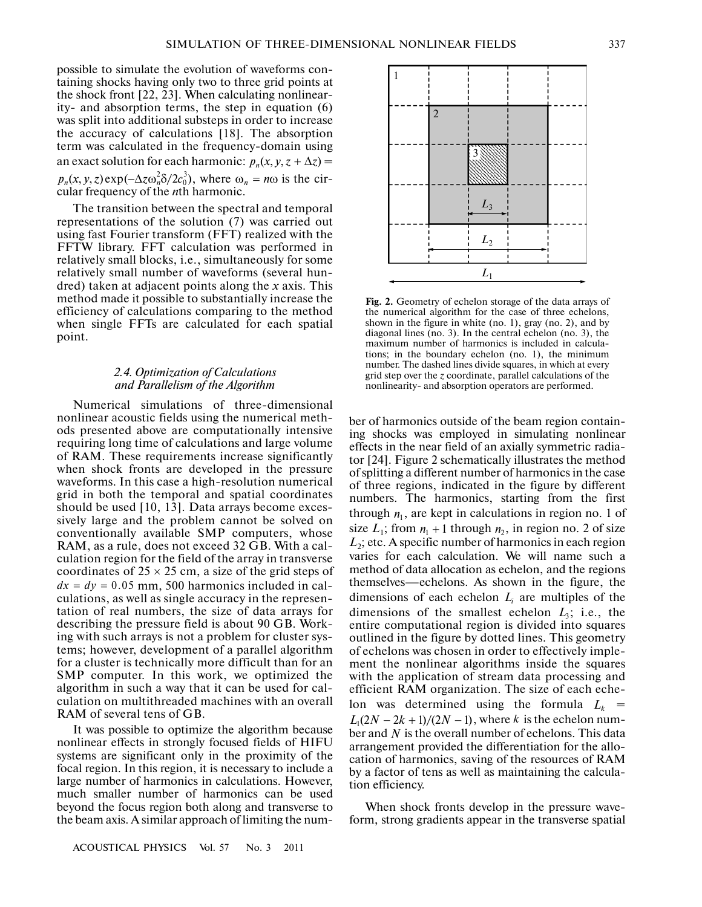possible to simulate the evolution of waveforms containing shocks having only two to three grid points at the shock front [22, 23]. When calculating nonlinearity- and absorption terms, the step in equation (6) was split into additional substeps in order to increase the accuracy of calculations [18]. The absorption term was calculated in the frequency-domain using an exact solution for each harmonic: $p_n(x, y, z + \Delta z) = p_n(x, y, z)\exp(-\Delta z\omega_n^2\delta/2c_0^3)$, where $\omega_n = n\omega$ is the circular frequency of the $n$th harmonic.

The transition between the spectral and temporal representations of the solution (7) was carried out using fast Fourier transform (FFT) realized with the FFTW library. FFT calculation was performed in relatively small blocks, i.e., simultaneously for some relatively small number of waveforms (several hundred) taken at adjacent points along the $x$ axis. This method made it possible to substantially increase the efficiency of calculations comparing to the method when single FFTs are calculated for each spatial point.

### *2.4. Optimization of Calculations and Parallelism of the Algorithm*

Numerical simulations of three-dimensional nonlinear acoustic fields using the numerical methods presented above are computationally intensive requiring long time of calculations and large volume of RAM. These requirements increase significantly when shock fronts are developed in the pressure waveforms. In this case a high-resolution numerical grid in both the temporal and spatial coordinates should be used [10, 13]. Data arrays become excessively large and the problem cannot be solved on conventionally available SMP computers, whose RAM, as a rule, does not exceed 32 GB. With a calculation region for the field of the array in transverse coordinates of 25 × 25 cm, a size of the grid steps of $dx = dy = 0.05$ mm, 500 harmonics included in calculations, as well as single accuracy in the representation of real numbers, the size of data arrays for describing the pressure field is about 90 GB. Working with such arrays is not a problem for cluster systems; however, development of a parallel algorithm for a cluster is technically more difficult than for an SMP computer. In this work, we optimized the algorithm in such a way that it can be used for calculation on multithreaded machines with an overall RAM of several tens of GB.

It was possible to optimize the algorithm because nonlinear effects in strongly focused fields of HIFU systems are significant only in the proximity of the focal region. In this region, it is necessary to include a large number of harmonics in calculations. However, much smaller number of harmonics can be used beyond the focus region both along and transverse to the beam axis. A similar approach of limiting the number of harmonics outside of the beam region containing shocks was employed in simulating nonlinear effects in the near field of an axially symmetric radiator [24]. Figure 2 schematically illustrates the method of splitting a different number of harmonics in the case of three regions, indicated in the figure by different numbers. The harmonics, starting from the first through $n_1$, are kept in calculations in region no. 1 of size $L_1$; from $n_1 + 1$ through $n_2$, in region no. 2 of size $L_2$; etc. A specific number of harmonics in each region varies for each calculation. We will name such a method of data allocation as echelon, and the regions themselves—echelons. As shown in the figure, the dimensions of each echelon $L_i$ are multiples of the dimensions of the smallest echelon $L_3$; i.e., the entire computational region is divided into squares outlined in the figure by dotted lines. This geometry of echelons was chosen in order to effectively implement the nonlinear algorithms inside the squares with the application of stream data processing and efficient RAM organization. The size of each echelon was determined using the formula $L_k = L_1(2N - 2k + 1)/(2N - 1)$, where $k$ is the echelon number and $N$ is the overall number of echelons. This data arrangement provided the differentiation for the allocation of harmonics, saving of the resources of RAM by a factor of tens as well as maintaining the calculation efficiency.

**Fig. 2.** Geometry of echelon storage of the data arrays of the numerical algorithm for the case of three echelons, shown in the figure in white (no. 1), gray (no. 2), and by diagonal lines (no. 3). In the central echelon (no. 3), the maximum number of harmonics is included in calculations; in the boundary echelon (no. 1), the minimum number. The dashed lines divide squares, in which at every grid step over the $z$ coordinate, parallel calculations of the nonlinearity- and absorption operators are performed.

When shock fronts develop in the pressure waveform, strong gradients appear in the transverse spatial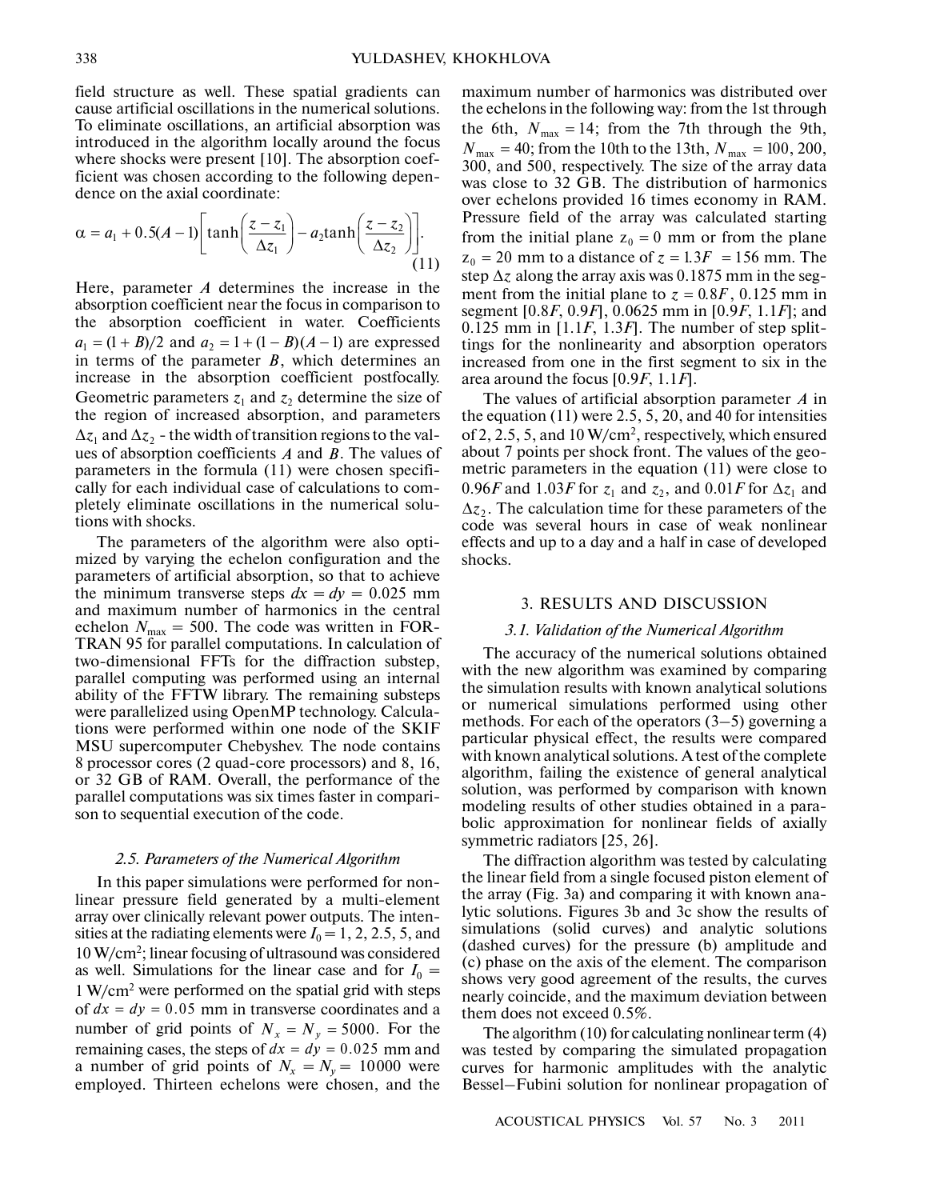field structure as well. These spatial gradients can cause artificial oscillations in the numerical solutions. To eliminate oscillations, an artificial absorption was introduced in the algorithm locally around the focus where shocks were present [10]. The absorption coefficient was chosen according to the following dependence on the axial coordinate:

$$\alpha = a_1 + 0.5(A-1)\left[\tanh\left(\frac{z-z_1}{\Delta z_1}\right) - a_2\tanh\left(\frac{z-z_2}{\Delta z_2}\right)\right]. \tag{11}$$

Here, parameter $A$ determines the increase in the absorption coefficient near the focus in comparison to the absorption coefficient in water. Coefficients $a_1 = (1+B)/2$ and $a_2 = 1 + (1-B)(A-1)$ are expressed in terms of the parameter $B$, which determines an increase in the absorption coefficient postfocally. Geometric parameters $z_1$ and $z_2$ determine the size of the region of increased absorption, and parameters $\Delta z_1$ and $\Delta z_2$ - the width of transition regions to the values of absorption coefficients $A$ and $B$. The values of parameters in the formula (11) were chosen specifically for each individual case of calculations to completely eliminate oscillations in the numerical solutions with shocks.

The parameters of the algorithm were also optimized by varying the echelon configuration and the parameters of artificial absorption, so that to achieve the minimum transverse steps $dx = dy = 0.025$ mm and maximum number of harmonics in the central echelon $N_{\max} = 500$. The code was written in FORTRAN 95 for parallel computations. In calculation of two-dimensional FFTs for the diffraction substep, parallel computing was performed using an internal ability of the FFTW library. The remaining substeps were parallelized using OpenMP technology. Calculations were performed within one node of the SKIF MSU supercomputer Chebyshev. The node contains 8 processor cores (2 quad-core processors) and 8, 16, or 32 GB of RAM. Overall, the performance of the parallel computations was six times faster in comparison to sequential execution of the code.

### *2.5. Parameters of the Numerical Algorithm*

In this paper simulations were performed for nonlinear pressure field generated by a multi-element array over clinically relevant power outputs. The intensities at the radiating elements were $I_0 = 1$, 2, 2.5, 5, and 10 W/cm$^2$; linear focusing of ultrasound was considered as well. Simulations for the linear case and for $I_0 = 1$ W/cm$^2$ were performed on the spatial grid with steps of $dx = dy = 0.05$ mm in transverse coordinates and a number of grid points of $N_x = N_y = 5000$. For the remaining cases, the steps of $dx = dy = 0.025$ mm and a number of grid points of $N_x = N_y = 10000$ were employed. Thirteen echelons were chosen, and the maximum number of harmonics was distributed over the echelons in the following way: from the 1st through the 6th, $N_{\max} = 14$; from the 7th through the 9th, $N_{\max} = 40$; from the 10th to the 13th, $N_{\max} = 100$, 200, 300, and 500, respectively. The size of the array data was close to 32 GB. The distribution of harmonics over echelons provided 16 times economy in RAM. Pressure field of the array was calculated starting from the initial plane $z_0 = 0$ mm or from the plane $z_0 = 20$ mm to a distance of $z = 1.3F = 156$ mm. The step $\Delta z$ along the array axis was 0.1875 mm in the segment from the initial plane to $z = 0.8F$, 0.125 mm in segment $[0.8F, 0.9F]$, 0.0625 mm in $[0.9F, 1.1F]$; and 0.125 mm in $[1.1F, 1.3F]$. The number of step splittings for the nonlinearity and absorption operators increased from one in the first segment to six in the area around the focus $[0.9F, 1.1F]$.

The values of artificial absorption parameter $A$ in the equation (11) were 2.5, 5, 20, and 40 for intensities of 2, 2.5, 5, and 10 W/cm$^2$, respectively, which ensured about 7 points per shock front. The values of the geometric parameters in the equation (11) were close to $0.96F$ and $1.03F$ for $z_1$ and $z_2$, and $0.01F$ for $\Delta z_1$ and $\Delta z_2$. The calculation time for these parameters of the code was several hours in case of weak nonlinear effects and up to a day and a half in case of developed shocks.

## 3. RESULTS AND DISCUSSION

### *3.1. Validation of the Numerical Algorithm*

The accuracy of the numerical solutions obtained with the new algorithm was examined by comparing the simulation results with known analytical solutions or numerical simulations performed using other methods. For each of the operators (3–5) governing a particular physical effect, the results were compared with known analytical solutions. A test of the complete algorithm, failing the existence of general analytical solution, was performed by comparison with known modeling results of other studies obtained in a parabolic approximation for nonlinear fields of axially symmetric radiators [25, 26].

The diffraction algorithm was tested by calculating the linear field from a single focused piston element of the array (Fig. 3a) and comparing it with known analytic solutions. Figures 3b and 3c show the results of simulations (solid curves) and analytic solutions (dashed curves) for the pressure (b) amplitude and (c) phase on the axis of the element. The comparison shows very good agreement of the results, the curves nearly coincide, and the maximum deviation between them does not exceed 0.5%.

The algorithm (10) for calculating nonlinear term (4) was tested by comparing the simulated propagation curves for harmonic amplitudes with the analytic Bessel–Fubini solution for nonlinear propagation of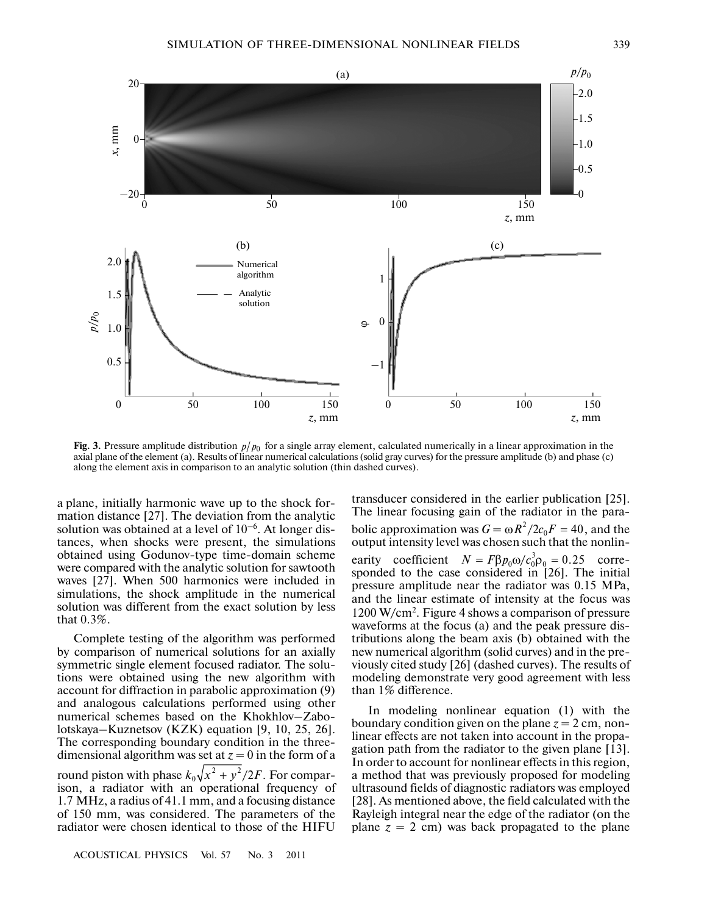**Fig. 3.** Pressure amplitude distribution $p/p_0$ for a single array element, calculated numerically in a linear approximation in the axial plane of the element (a). Results of linear numerical calculations (solid gray curves) for the pressure amplitude (b) and phase (c) along the element axis in comparison to an analytic solution (thin dashed curves).

a plane, initially harmonic wave up to the shock formation distance [27]. The deviation from the analytic solution was obtained at a level of $10^{-6}$. At longer distances, when shocks were present, the simulations obtained using Godunov-type time-domain scheme were compared with the analytic solution for sawtooth waves [27]. When 500 harmonics were included in simulations, the shock amplitude in the numerical solution was different from the exact solution by less that 0.3%.

Complete testing of the algorithm was performed by comparison of numerical solutions for an axially symmetric single element focused radiator. The solutions were obtained using the new algorithm with account for diffraction in parabolic approximation (9) and analogous calculations performed using other numerical schemes based on the Khokhlov–Zabolotskaya–Kuznetsov (KZK) equation [9, 10, 25, 26]. The corresponding boundary condition in the three-dimensional algorithm was set at $z = 0$ in the form of a round piston with phase $k_0\sqrt{x^2+y^2}/2F$. For comparison, a radiator with an operational frequency of 1.7 MHz, a radius of 41.1 mm, and a focusing distance of 150 mm, was considered. The parameters of the radiator were chosen identical to those of the HIFU transducer considered in the earlier publication [25]. The linear focusing gain of the radiator in the parabolic approximation was $G = \omega R^2/2c_0F = 40$, and the output intensity level was chosen such that the nonlinearity coefficient $N = F\beta p_0\omega/c_0^3\rho_0 = 0.25$ corresponded to the case considered in [26]. The initial pressure amplitude near the radiator was 0.15 MPa, and the linear estimate of intensity at the focus was 1200 W/cm$^2$. Figure 4 shows a comparison of pressure waveforms at the focus (a) and the peak pressure distributions along the beam axis (b) obtained with the new numerical algorithm (solid curves) and in the previously cited study [26] (dashed curves). The results of modeling demonstrate very good agreement with less than 1% difference.

In modeling nonlinear equation (1) with the boundary condition given on the plane $z = 2$ cm, nonlinear effects are not taken into account in the propagation path from the radiator to the given plane [13]. In order to account for nonlinear effects in this region, a method that was previously proposed for modeling ultrasound fields of diagnostic radiators was employed [28]. As mentioned above, the field calculated with the Rayleigh integral near the edge of the radiator (on the plane $z = 2$ cm) was back propagated to the plane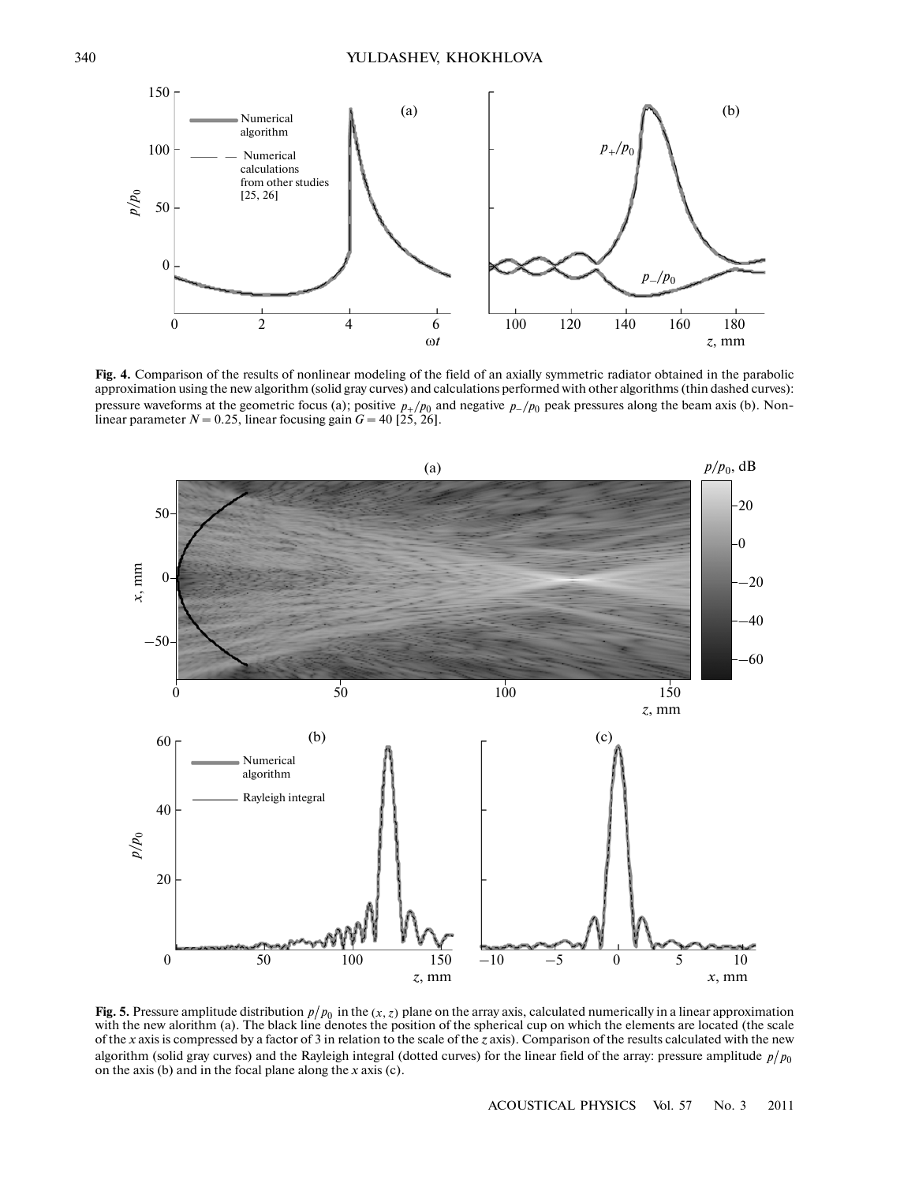**Fig. 4.** Comparison of the results of nonlinear modeling of the field of an axially symmetric radiator obtained in the parabolic approximation using the new algorithm (solid gray curves) and calculations performed with other algorithms (thin dashed curves): pressure waveforms at the geometric focus (a); positive $p_+/p_0$ and negative $p_-/p_0$ peak pressures along the beam axis (b). Nonlinear parameter $N = 0.25$, linear focusing gain $G = 40$ [25, 26].

**Fig. 5.** Pressure amplitude distribution $p/p_0$ in the $(x, z)$ plane on the array axis, calculated numerically in a linear approximation with the new alorithm (a). The black line denotes the position of the spherical cup on which the elements are located (the scale of the $x$ axis is compressed by a factor of 3 in relation to the scale of the $z$ axis). Comparison of the results calculated with the new algorithm (solid gray curves) and the Rayleigh integral (dotted curves) for the linear field of the array: pressure amplitude $p/p_0$ on the axis (b) and in the focal plane along the $x$ axis (c).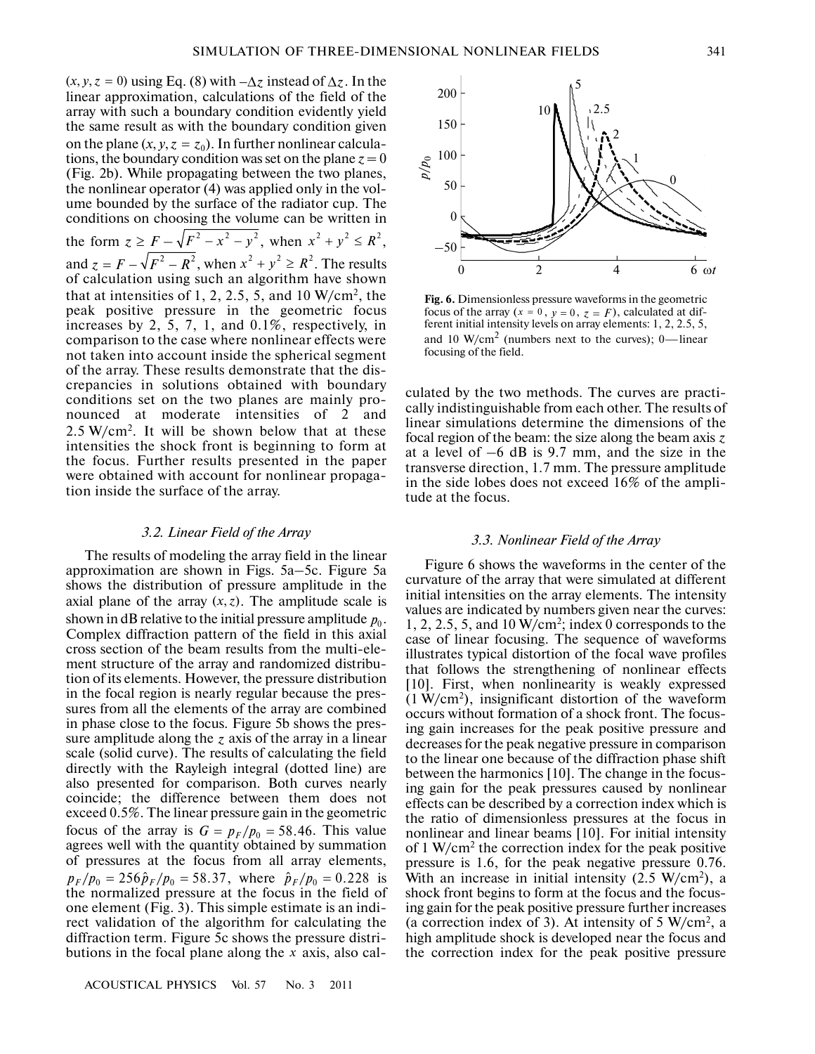$(x, y, z = 0)$ using Eq. (8) with $-\Delta z$ instead of $\Delta z$. In the linear approximation, calculations of the field of the array with such a boundary condition evidently yield the same result as with the boundary condition given on the plane $(x, y, z = z_0)$. In further nonlinear calculations, the boundary condition was set on the plane $z = 0$ (Fig. 2b). While propagating between the two planes, the nonlinear operator (4) was applied only in the volume bounded by the surface of the radiator cup. The conditions on choosing the volume can be written in the form $z \geq F - \sqrt{F^2 - x^2 - y^2}$, when $x^2 + y^2 \leq R^2$, and $z = F - \sqrt{F^2 - R^2}$, when $x^2 + y^2 \geq R^2$. The results of calculation using such an algorithm have shown that at intensities of 1, 2, 2.5, 5, and 10 W/cm$^2$, the peak positive pressure in the geometric focus increases by 2, 5, 7, 1, and 0.1%, respectively, in comparison to the case where nonlinear effects were not taken into account inside the spherical segment of the array. These results demonstrate that the discrepancies in solutions obtained with boundary conditions set on the two planes are mainly pronounced at moderate intensities of 2 and 2.5 W/cm$^2$. It will be shown below that at these intensities the shock front is beginning to form at the focus. Further results presented in the paper were obtained with account for nonlinear propagation inside the surface of the array.

### 3.2. Linear Field of the Array

The results of modeling the array field in the linear approximation are shown in Figs. 5a–5c. Figure 5a shows the distribution of pressure amplitude in the axial plane of the array $(x, z)$. The amplitude scale is shown in dB relative to the initial pressure amplitude $p_0$. Complex diffraction pattern of the field in this axial cross section of the beam results from the multi-element structure of the array and randomized distribution of its elements. However, the pressure distribution in the focal region is nearly regular because the pressures from all the elements of the array are combined in phase close to the focus. Figure 5b shows the pressure amplitude along the $z$ axis of the array in a linear scale (solid curve). The results of calculating the field directly with the Rayleigh integral (dotted line) are also presented for comparison. Both curves nearly coincide; the difference between them does not exceed 0.5%. The linear pressure gain in the geometric focus of the array is $G = p_F/p_0 = 58.46$. This value agrees well with the quantity obtained by summation of pressures at the focus from all array elements, $p_F/p_0 = 256\hat{p}_F/p_0 = 58.37$, where $\hat{p}_F/p_0 = 0.228$ is the normalized pressure at the focus in the field of one element (Fig. 3). This simple estimate is an indirect validation of the algorithm for calculating the diffraction term. Figure 5c shows the pressure distributions in the focal plane along the $x$ axis, also calculated by the two methods. The curves are practically indistinguishable from each other. The results of linear simulations determine the dimensions of the focal region of the beam: the size along the beam axis $z$ at a level of $-6$ dB is 9.7 mm, and the size in the transverse direction, 1.7 mm. The pressure amplitude in the side lobes does not exceed 16% of the amplitude at the focus.

**Fig. 6.** Dimensionless pressure waveforms in the geometric focus of the array ($x = 0$, $y = 0$, $z = F$), calculated at different initial intensity levels on array elements: 1, 2, 2.5, 5, and 10 W/cm$^2$ (numbers next to the curves); 0—linear focusing of the field.

### 3.3. Nonlinear Field of the Array

Figure 6 shows the waveforms in the center of the curvature of the array that were simulated at different initial intensities on the array elements. The intensity values are indicated by numbers given near the curves: 1, 2, 2.5, 5, and 10 W/cm$^2$; index 0 corresponds to the case of linear focusing. The sequence of waveforms illustrates typical distortion of the focal wave profiles that follows the strengthening of nonlinear effects [10]. First, when nonlinearity is weakly expressed (1 W/cm$^2$), insignificant distortion of the waveform occurs without formation of a shock front. The focusing gain increases for the peak positive pressure and decreases for the peak negative pressure in comparison to the linear one because of the diffraction phase shift between the harmonics [10]. The change in the focusing gain for the peak pressures caused by nonlinear effects can be described by a correction index which is the ratio of dimensionless pressures at the focus in nonlinear and linear beams [10]. For initial intensity of 1 W/cm$^2$ the correction index for the peak positive pressure is 1.6, for the peak negative pressure 0.76. With an increase in initial intensity (2.5 W/cm$^2$), a shock front begins to form at the focus and the focusing gain for the peak positive pressure further increases (a correction index of 3). At intensity of 5 W/cm$^2$, a high amplitude shock is developed near the focus and the correction index for the peak positive pressure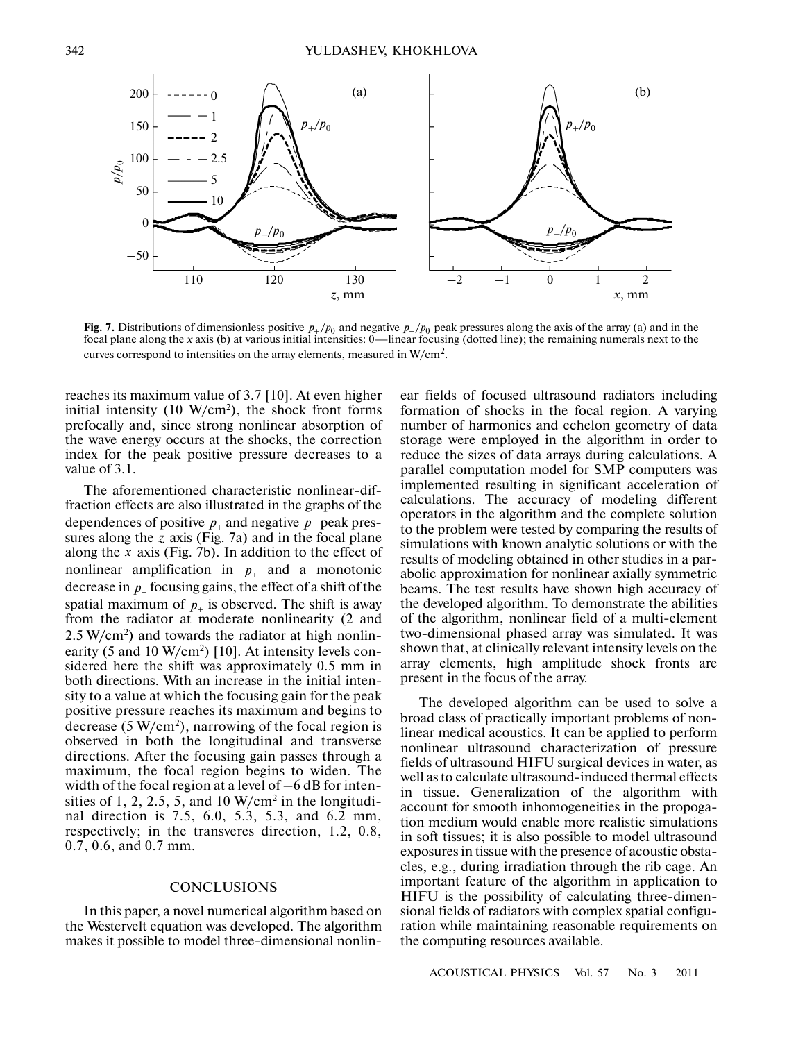**Fig. 7.** Distributions of dimensionless positive $p_+/p_0$ and negative $p_-/p_0$ peak pressures along the axis of the array (a) and in the focal plane along the $x$ axis (b) at various initial intensities: 0—linear focusing (dotted line); the remaining numerals next to the curves correspond to intensities on the array elements, measured in W/cm$^2$.

reaches its maximum value of 3.7 [10]. At even higher initial intensity (10 W/cm$^2$), the shock front forms prefocally and, since strong nonlinear absorption of the wave energy occurs at the shocks, the correction index for the peak positive pressure decreases to a value of 3.1.

The aforementioned characteristic nonlinear-diffraction effects are also illustrated in the graphs of the dependences of positive $p_+$ and negative $p_-$ peak pressures along the $z$ axis (Fig. 7a) and in the focal plane along the $x$ axis (Fig. 7b). In addition to the effect of nonlinear amplification in $p_+$ and a monotonic decrease in $p_-$ focusing gains, the effect of a shift of the spatial maximum of $p_+$ is observed. The shift is away from the radiator at moderate nonlinearity (2 and 2.5 W/cm$^2$) and towards the radiator at high nonlinearity (5 and 10 W/cm$^2$) [10]. At intensity levels considered here the shift was approximately 0.5 mm in both directions. With an increase in the initial intensity to a value at which the focusing gain for the peak positive pressure reaches its maximum and begins to decrease (5 W/cm$^2$), narrowing of the focal region is observed in both the longitudinal and transverse directions. After the focusing gain passes through a maximum, the focal region begins to widen. The width of the focal region at a level of −6 dB for intensities of 1, 2, 2.5, 5, and 10 W/cm$^2$ in the longitudinal direction is 7.5, 6.0, 5.3, 5.3, and 6.2 mm, respectively; in the transveres direction, 1.2, 0.8, 0.7, 0.6, and 0.7 mm.

## CONCLUSIONS

In this paper, a novel numerical algorithm based on the Westervelt equation was developed. The algorithm makes it possible to model three-dimensional nonlinear fields of focused ultrasound radiators including formation of shocks in the focal region. A varying number of harmonics and echelon geometry of data storage were employed in the algorithm in order to reduce the sizes of data arrays during calculations. A parallel computation model for SMP computers was implemented resulting in significant acceleration of calculations. The accuracy of modeling different operators in the algorithm and the complete solution to the problem were tested by comparing the results of simulations with known analytic solutions or with the results of modeling obtained in other studies in a parabolic approximation for nonlinear axially symmetric beams. The test results have shown high accuracy of the developed algorithm. To demonstrate the abilities of the algorithm, nonlinear field of a multi-element two-dimensional phased array was simulated. It was shown that, at clinically relevant intensity levels on the array elements, high amplitude shock fronts are present in the focus of the array.

The developed algorithm can be used to solve a broad class of practically important problems of nonlinear medical acoustics. It can be applied to perform nonlinear ultrasound characterization of pressure fields of ultrasound HIFU surgical devices in water, as well as to calculate ultrasound-induced thermal effects in tissue. Generalization of the algorithm with account for smooth inhomogeneities in the propogation medium would enable more realistic simulations in soft tissues; it is also possible to model ultrasound exposures in tissue with the presence of acoustic obstacles, e.g., during irradiation through the rib cage. An important feature of the algorithm in application to HIFU is the possibility of calculating three-dimensional fields of radiators with complex spatial configuration while maintaining reasonable requirements on the computing resources available.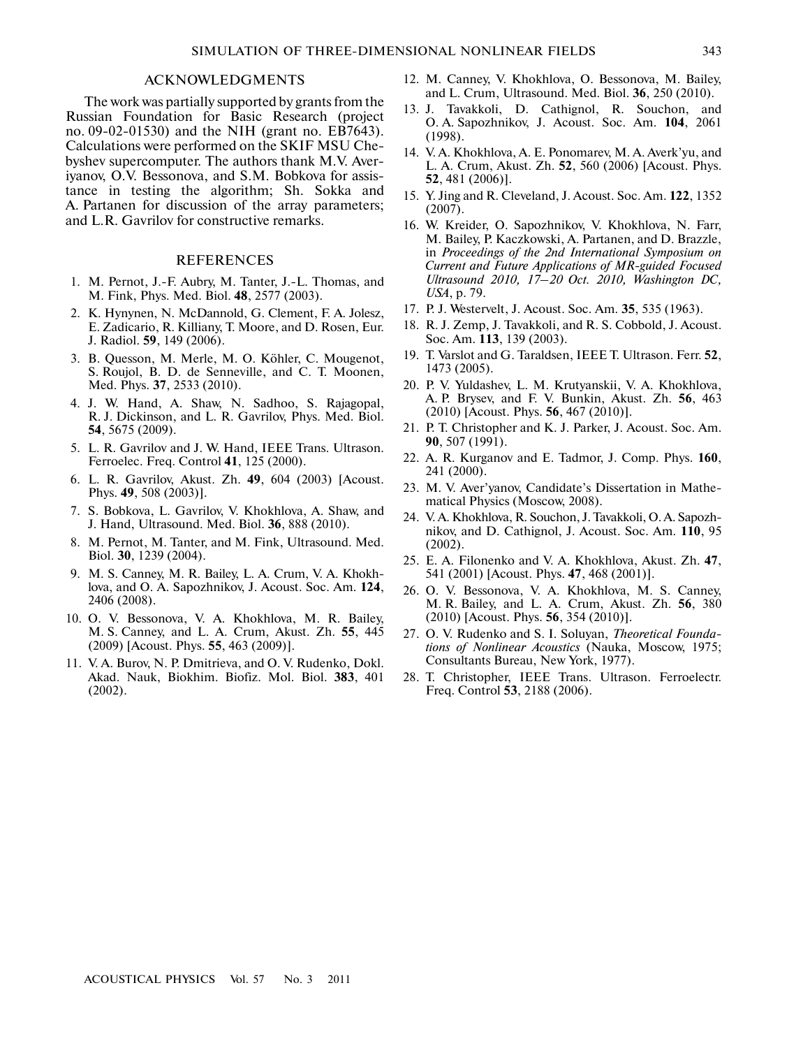## ACKNOWLEDGMENTS

The work was partially supported by grants from the Russian Foundation for Basic Research (project no. 09-02-01530) and the NIH (grant no. EB7643). Calculations were performed on the SKIF MSU Chebyshev supercomputer. The authors thank M.V. Averiyanov, O.V. Bessonova, and S.M. Bobkova for assistance in testing the algorithm; Sh. Sokka and A. Partanen for discussion of the array parameters; and L.R. Gavrilov for constructive remarks.

## REFERENCES

1. M. Pernot, J.-F. Aubry, M. Tanter, J.-L. Thomas, and M. Fink, Phys. Med. Biol. **48**, 2577 (2003).
2. K. Hynynen, N. McDannold, G. Clement, F. A. Jolesz, E. Zadicario, R. Killiany, T. Moore, and D. Rosen, Eur. J. Radiol. **59**, 149 (2006).
3. B. Quesson, M. Merle, M. O. Köhler, C. Mougenot, S. Roujol, B. D. de Senneville, and C. T. Moonen, Med. Phys. **37**, 2533 (2010).
4. J. W. Hand, A. Shaw, N. Sadhoo, S. Rajagopal, R. J. Dickinson, and L. R. Gavrilov, Phys. Med. Biol. **54**, 5675 (2009).
5. L. R. Gavrilov and J. W. Hand, IEEE Trans. Ultrason. Ferroelec. Freq. Control **41**, 125 (2000).
6. L. R. Gavrilov, Akust. Zh. **49**, 604 (2003) [Acoust. Phys. **49**, 508 (2003)].
7. S. Bobkova, L. Gavrilov, V. Khokhlova, A. Shaw, and J. Hand, Ultrasound. Med. Biol. **36**, 888 (2010).
8. M. Pernot, M. Tanter, and M. Fink, Ultrasound. Med. Biol. **30**, 1239 (2004).
9. M. S. Canney, M. R. Bailey, L. A. Crum, V. A. Khokhlova, and O. A. Sapozhnikov, J. Acoust. Soc. Am. **124**, 2406 (2008).
10. O. V. Bessonova, V. A. Khokhlova, M. R. Bailey, M. S. Canney, and L. A. Crum, Akust. Zh. **55**, 445 (2009) [Acoust. Phys. **55**, 463 (2009)].
11. V. A. Burov, N. P. Dmitrieva, and O. V. Rudenko, Dokl. Akad. Nauk, Biokhim. Biofiz. Mol. Biol. **383**, 401 (2002).
12. M. Canney, V. Khokhlova, O. Bessonova, M. Bailey, and L. Crum, Ultrasound. Med. Biol. **36**, 250 (2010).
13. J. Tavakkoli, D. Cathignol, R. Souchon, and O. A. Sapozhnikov, J. Acoust. Soc. Am. **104**, 2061 (1998).
14. V. A. Khokhlova, A. E. Ponomarev, M. A. Averk'yu, and L. A. Crum, Akust. Zh. **52**, 560 (2006) [Acoust. Phys. **52**, 481 (2006)].
15. Y. Jing and R. Cleveland, J. Acoust. Soc. Am. **122**, 1352 (2007).
16. W. Kreider, O. Sapozhnikov, V. Khokhlova, N. Farr, M. Bailey, P. Kaczkowski, A. Partanen, and D. Brazzle, in *Proceedings of the 2nd International Symposium on Current and Future Applications of MR-guided Focused Ultrasound 2010, 17–20 Oct. 2010, Washington DC, USA*, p. 79.
17. P. J. Westervelt, J. Acoust. Soc. Am. **35**, 535 (1963).
18. R. J. Zemp, J. Tavakkoli, and R. S. Cobbold, J. Acoust. Soc. Am. **113**, 139 (2003).
19. T. Varslot and G. Taraldsen, IEEE T. Ultrason. Ferr. **52**, 1473 (2005).
20. P. V. Yuldashev, L. M. Krutyanskii, V. A. Khokhlova, A. P. Brysev, and F. V. Bunkin, Akust. Zh. **56**, 463 (2010) [Acoust. Phys. **56**, 467 (2010)].
21. P. T. Christopher and K. J. Parker, J. Acoust. Soc. Am. **90**, 507 (1991).
22. A. R. Kurganov and E. Tadmor, J. Comp. Phys. **160**, 241 (2000).
23. M. V. Aver'yanov, Candidate's Dissertation in Mathematical Physics (Moscow, 2008).
24. V. A. Khokhlova, R. Souchon, J. Tavakkoli, O. A. Sapozhnikov, and D. Cathignol, J. Acoust. Soc. Am. **110**, 95 (2002).
25. E. A. Filonenko and V. A. Khokhlova, Akust. Zh. **47**, 541 (2001) [Acoust. Phys. **47**, 468 (2001)].
26. O. V. Bessonova, V. A. Khokhlova, M. S. Canney, M. R. Bailey, and L. A. Crum, Akust. Zh. **56**, 380 (2010) [Acoust. Phys. **56**, 354 (2010)].
27. O. V. Rudenko and S. I. Soluyan, *Theoretical Foundations of Nonlinear Acoustics* (Nauka, Moscow, 1975; Consultants Bureau, New York, 1977).
28. T. Christopher, IEEE Trans. Ultrason. Ferroelectr. Freq. Control **53**, 2188 (2006).